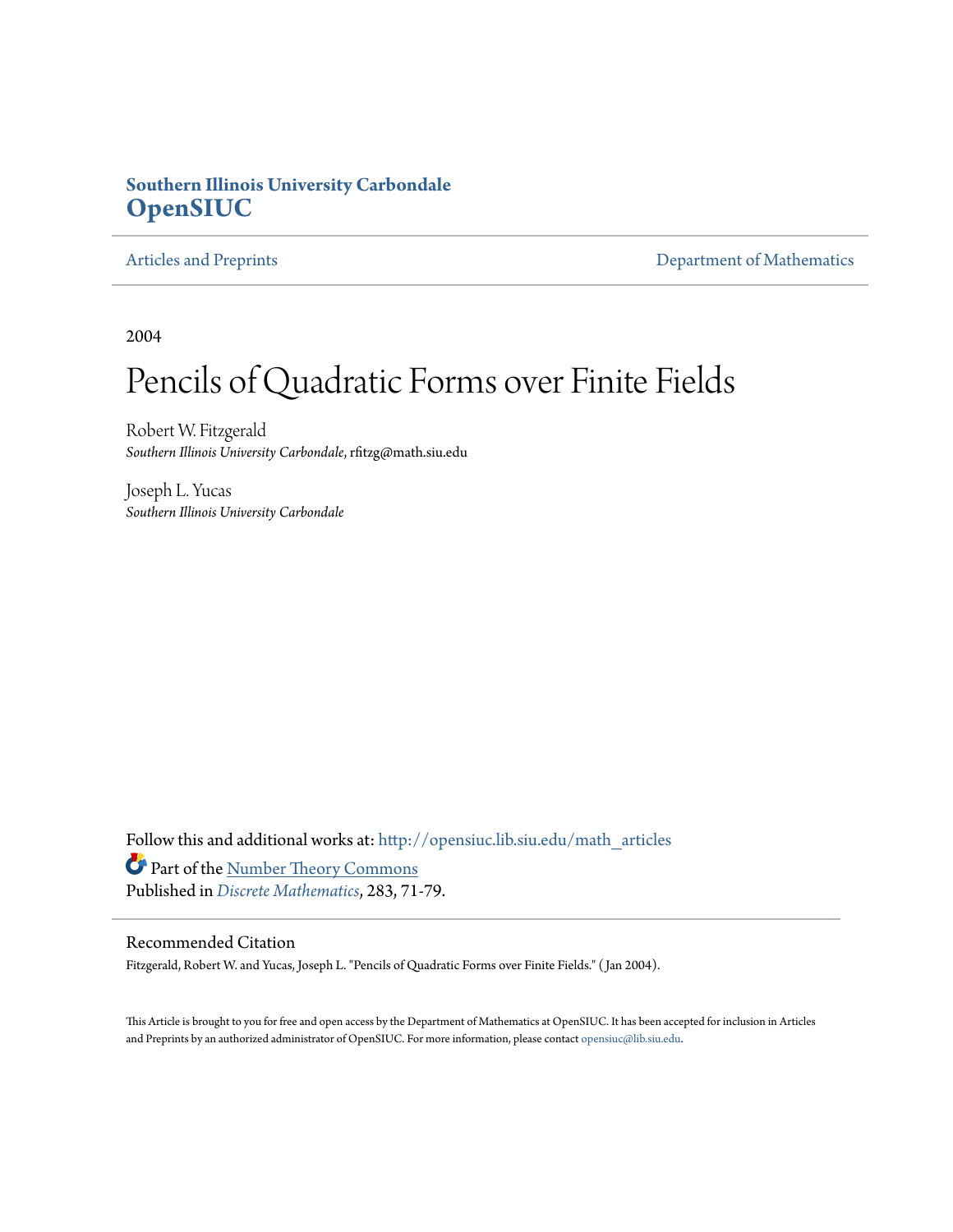**Southern Illinois University Carbondale**
**OpenSIUC**

Articles and Preprints | Department of Mathematics

2004

# Pencils of Quadratic Forms over Finite Fields

Robert W. Fitzgerald
*Southern Illinois University Carbondale*, rfitzg@math.siu.edu

Joseph L. Yucas
*Southern Illinois University Carbondale*

Follow this and additional works at: http://opensiuc.lib.siu.edu/math_articles

Part of the Number Theory Commons

Published in *Discrete Mathematics*, 283, 71-79.

## Recommended Citation

Fitzgerald, Robert W. and Yucas, Joseph L. "Pencils of Quadratic Forms over Finite Fields." ( Jan 2004).

This Article is brought to you for free and open access by the Department of Mathematics at OpenSIUC. It has been accepted for inclusion in Articles and Preprints by an authorized administrator of OpenSIUC. For more information, please contact opensiuc@lib.siu.edu.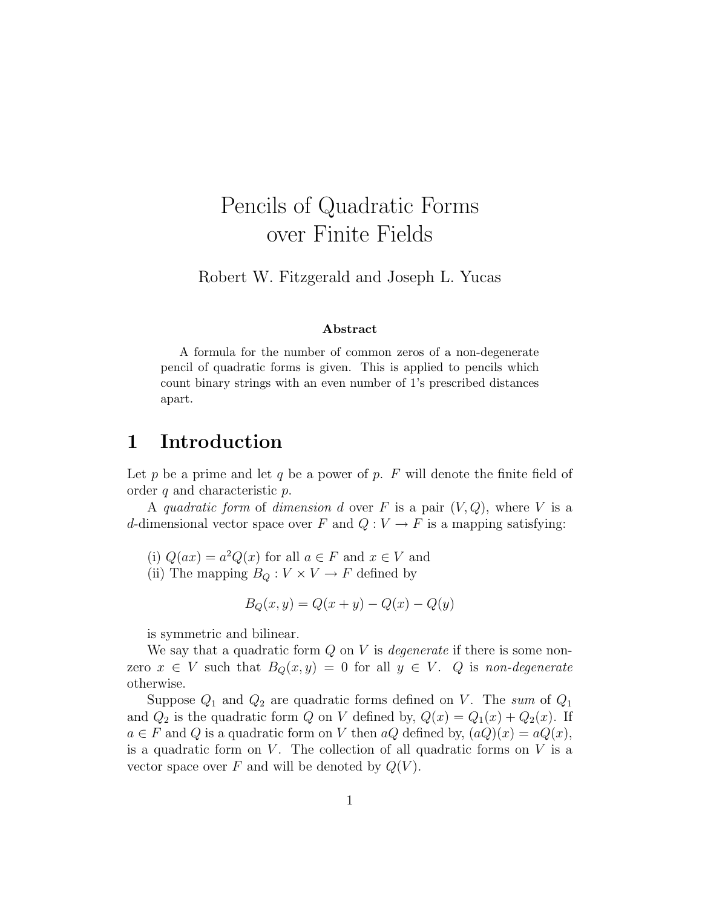# Pencils of Quadratic Forms over Finite Fields

Robert W. Fitzgerald and Joseph L. Yucas

**Abstract**

A formula for the number of common zeros of a non-degenerate pencil of quadratic forms is given. This is applied to pencils which count binary strings with an even number of 1's prescribed distances apart.

## 1 Introduction

Let $p$ be a prime and let $q$ be a power of $p$. $F$ will denote the finite field of order $q$ and characteristic $p$.

A *quadratic form* of *dimension* $d$ over $F$ is a pair $(V, Q)$, where $V$ is a $d$-dimensional vector space over $F$ and $Q : V \to F$ is a mapping satisfying:

(i) $Q(ax) = a^2 Q(x)$ for all $a \in F$ and $x \in V$ and
(ii) The mapping $B_Q : V \times V \to F$ defined by

$$B_Q(x, y) = Q(x + y) - Q(x) - Q(y)$$

is symmetric and bilinear.

We say that a quadratic form $Q$ on $V$ is *degenerate* if there is some non-zero $x \in V$ such that $B_Q(x, y) = 0$ for all $y \in V$. $Q$ is *non-degenerate* otherwise.

Suppose $Q_1$ and $Q_2$ are quadratic forms defined on $V$. The *sum* of $Q_1$ and $Q_2$ is the quadratic form $Q$ on $V$ defined by, $Q(x) = Q_1(x) + Q_2(x)$. If $a \in F$ and $Q$ is a quadratic form on $V$ then $aQ$ defined by, $(aQ)(x) = aQ(x)$, is a quadratic form on $V$. The collection of all quadratic forms on $V$ is a vector space over $F$ and will be denoted by $Q(V)$.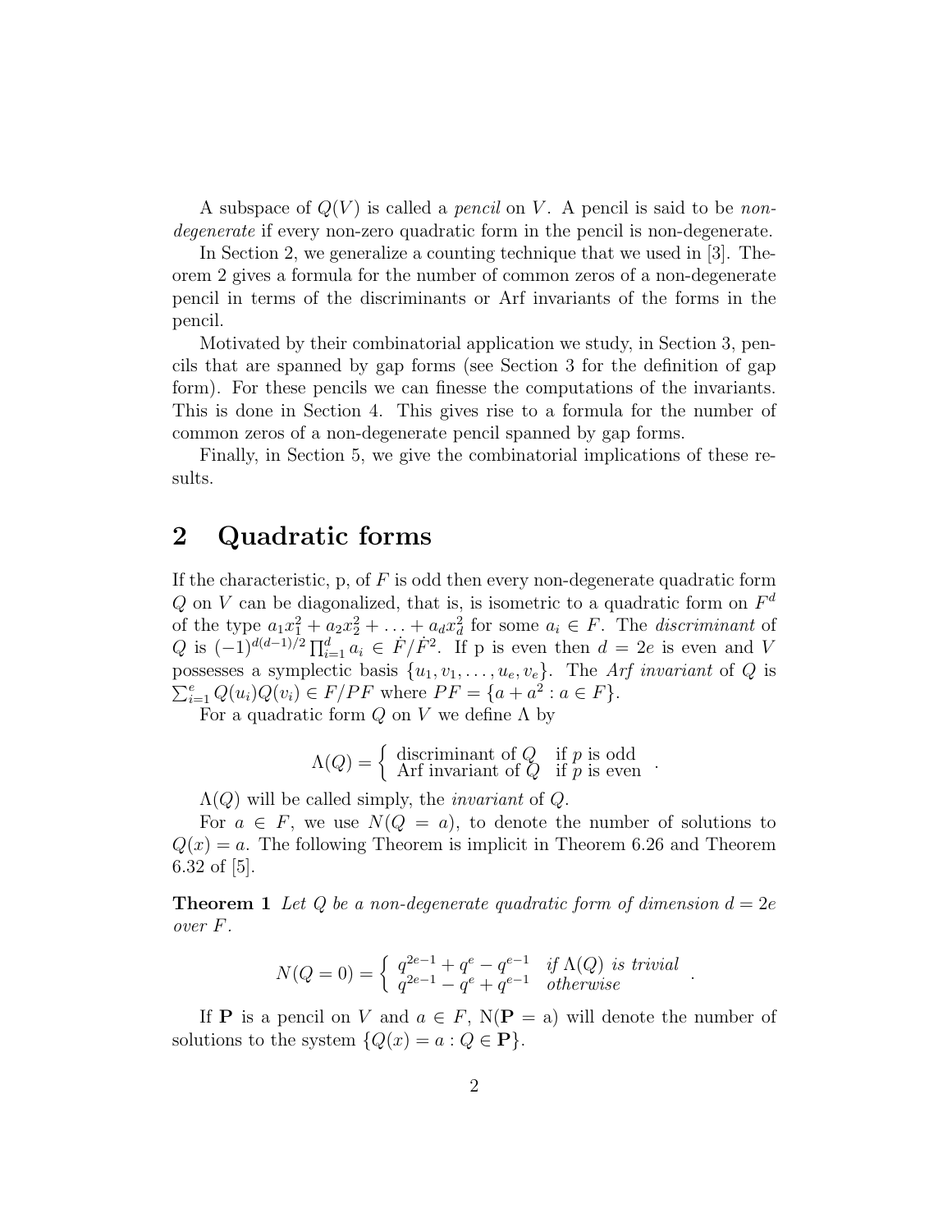A subspace of $Q(V)$ is called a *pencil* on $V$. A pencil is said to be *non-degenerate* if every non-zero quadratic form in the pencil is non-degenerate.

In Section 2, we generalize a counting technique that we used in [3]. Theorem 2 gives a formula for the number of common zeros of a non-degenerate pencil in terms of the discriminants or Arf invariants of the forms in the pencil.

Motivated by their combinatorial application we study, in Section 3, pencils that are spanned by gap forms (see Section 3 for the definition of gap form). For these pencils we can finesse the computations of the invariants. This is done in Section 4. This gives rise to a formula for the number of common zeros of a non-degenerate pencil spanned by gap forms.

Finally, in Section 5, we give the combinatorial implications of these results.

## 2 Quadratic forms

If the characteristic, p, of $F$ is odd then every non-degenerate quadratic form $Q$ on $V$ can be diagonalized, that is, is isometric to a quadratic form on $F^d$ of the type $a_1x_1^2 + a_2x_2^2 + \ldots + a_dx_d^2$ for some $a_i \in F$. The *discriminant* of $Q$ is $(-1)^{d(d-1)/2}\prod_{i=1}^{d} a_i \in \dot{F}/\dot{F}^2$. If p is even then $d = 2e$ is even and $V$ possesses a symplectic basis $\{u_1, v_1, \ldots, u_e, v_e\}$. The *Arf invariant* of $Q$ is $\sum_{i=1}^{e} Q(u_i)Q(v_i) \in F/PF$ where $PF = \{a + a^2 : a \in F\}$.

For a quadratic form $Q$ on $V$ we define $\Lambda$ by

$$\Lambda(Q) = \begin{cases} \text{discriminant of } Q & \text{if } p \text{ is odd} \\ \text{Arf invariant of } Q & \text{if } p \text{ is even} \end{cases}.$$

$\Lambda(Q)$ will be called simply, the *invariant* of $Q$.

For $a \in F$, we use $N(Q = a)$, to denote the number of solutions to $Q(x) = a$. The following Theorem is implicit in Theorem 6.26 and Theorem 6.32 of [5].

**Theorem 1** *Let $Q$ be a non-degenerate quadratic form of dimension $d = 2e$ over $F$.*

$$N(Q = 0) = \begin{cases} q^{2e-1} + q^e - q^{e-1} & \text{if } \Lambda(Q) \text{ is trivial} \\ q^{2e-1} - q^e + q^{e-1} & \text{otherwise} \end{cases}.$$

If $\mathbf{P}$ is a pencil on $V$ and $a \in F$, $N(\mathbf{P} = a)$ will denote the number of solutions to the system $\{Q(x) = a : Q \in \mathbf{P}\}$.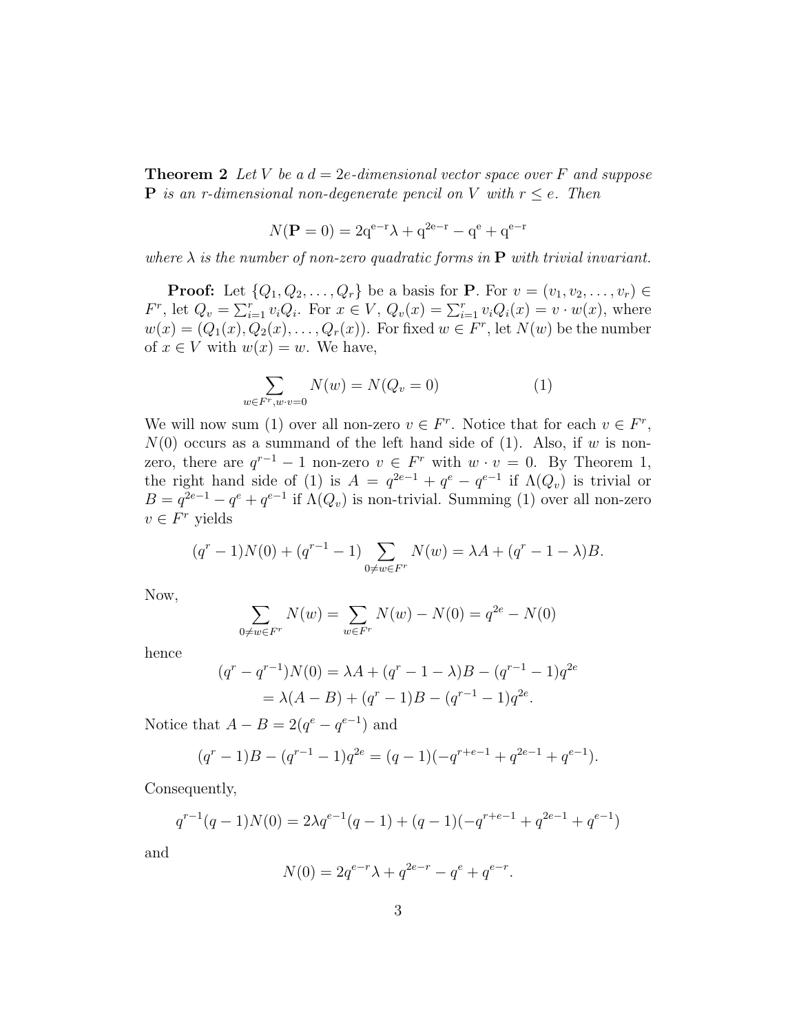**Theorem 2** *Let $V$ be a $d = 2e$-dimensional vector space over $F$ and suppose* $\mathbf{P}$ *is an $r$-dimensional non-degenerate pencil on $V$ with $r \leq e$. Then*

$$N(\mathbf{P} = 0) = 2\mathrm{q}^{\mathrm{e-r}}\lambda + \mathrm{q}^{2\mathrm{e-r}} - \mathrm{q}^{\mathrm{e}} + \mathrm{q}^{\mathrm{e-r}}$$

*where $\lambda$ is the number of non-zero quadratic forms in $\mathbf{P}$ with trivial invariant.*

**Proof:** Let $\{Q_1, Q_2, \ldots, Q_r\}$ be a basis for $\mathbf{P}$. For $v = (v_1, v_2, \ldots, v_r) \in F^r$, let $Q_v = \sum_{i=1}^r v_i Q_i$. For $x \in V$, $Q_v(x) = \sum_{i=1}^r v_i Q_i(x) = v \cdot w(x)$, where $w(x) = (Q_1(x), Q_2(x), \ldots, Q_r(x))$. For fixed $w \in F^r$, let $N(w)$ be the number of $x \in V$ with $w(x) = w$. We have,

$$\sum_{w \in F^r, w \cdot v = 0} N(w) = N(Q_v = 0) \qquad (1)$$

We will now sum (1) over all non-zero $v \in F^r$. Notice that for each $v \in F^r$, $N(0)$ occurs as a summand of the left hand side of (1). Also, if $w$ is non-zero, there are $q^{r-1} - 1$ non-zero $v \in F^r$ with $w \cdot v = 0$. By Theorem 1, the right hand side of (1) is $A = q^{2e-1} + q^e - q^{e-1}$ if $\Lambda(Q_v)$ is trivial or $B = q^{2e-1} - q^e + q^{e-1}$ if $\Lambda(Q_v)$ is non-trivial. Summing (1) over all non-zero $v \in F^r$ yields

$$(q^r - 1)N(0) + (q^{r-1} - 1) \sum_{0 \neq w \in F^r} N(w) = \lambda A + (q^r - 1 - \lambda)B.$$

Now,

$$\sum_{0 \neq w \in F^r} N(w) = \sum_{w \in F^r} N(w) - N(0) = q^{2e} - N(0)$$

hence

$$\begin{aligned}(q^r - q^{r-1})N(0) &= \lambda A + (q^r - 1 - \lambda)B - (q^{r-1} - 1)q^{2e} \\ &= \lambda(A - B) + (q^r - 1)B - (q^{r-1} - 1)q^{2e}.\end{aligned}$$

Notice that $A - B = 2(q^e - q^{e-1})$ and

$$(q^r - 1)B - (q^{r-1} - 1)q^{2e} = (q - 1)(-q^{r+e-1} + q^{2e-1} + q^{e-1}).$$

Consequently,

$$q^{r-1}(q - 1)N(0) = 2\lambda q^{e-1}(q - 1) + (q - 1)(-q^{r+e-1} + q^{2e-1} + q^{e-1})$$

and

$$N(0) = 2q^{e-r}\lambda + q^{2e-r} - q^e + q^{e-r}.$$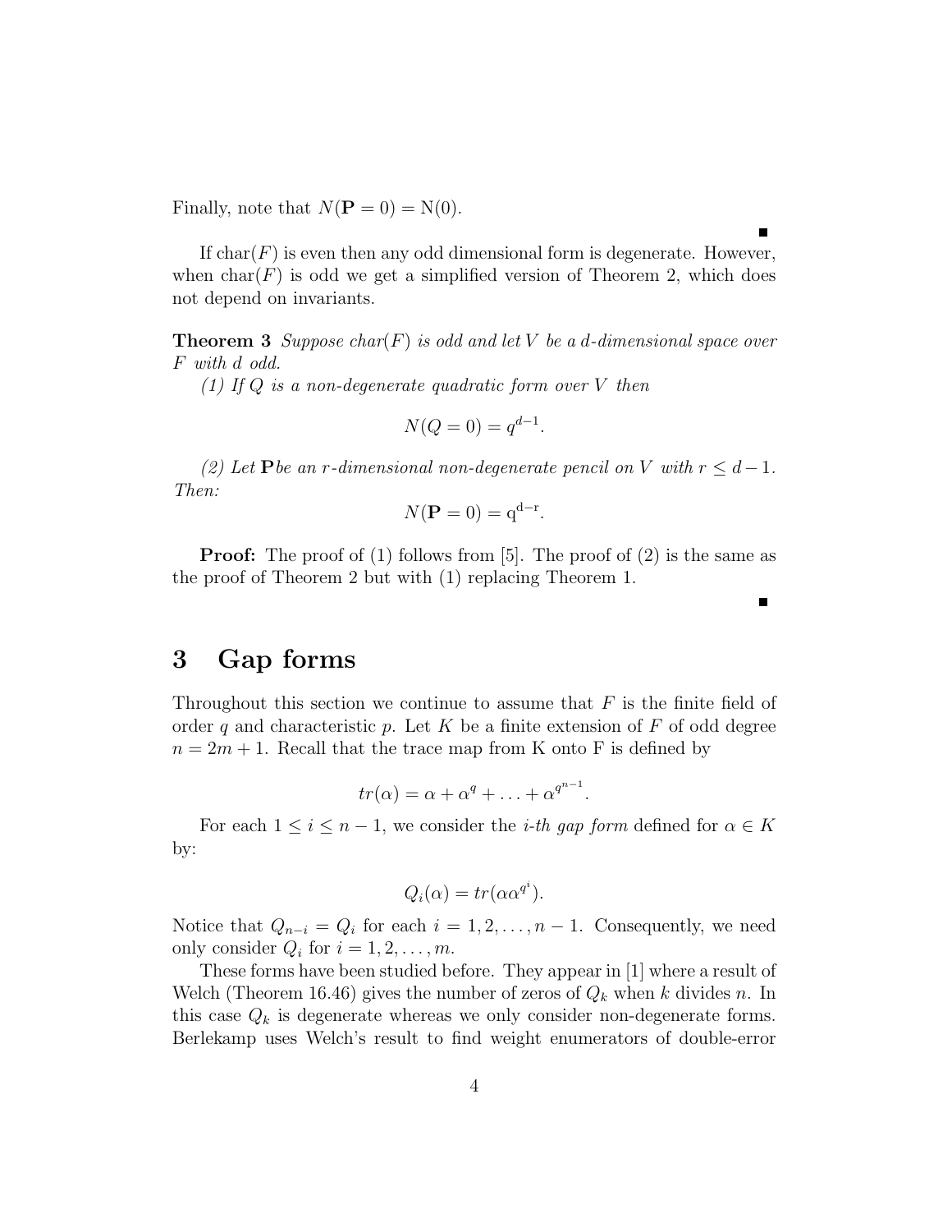Finally, note that $N(\mathbf{P} = 0) = \mathrm{N}(0)$.

∎

If char($F$) is even then any odd dimensional form is degenerate. However, when char($F$) is odd we get a simplified version of Theorem 2, which does not depend on invariants.

**Theorem 3** *Suppose char($F$) is odd and let $V$ be a $d$-dimensional space over $F$ with $d$ odd.*

*(1) If $Q$ is a non-degenerate quadratic form over $V$ then*

$$N(Q = 0) = q^{d-1}.$$

*(2) Let $\mathbf{P}$ be an $r$-dimensional non-degenerate pencil on $V$ with $r \leq d-1$. Then:*

$$N(\mathbf{P} = 0) = \mathrm{q}^{\mathrm{d-r}}.$$

**Proof:** The proof of (1) follows from [5]. The proof of (2) is the same as the proof of Theorem 2 but with (1) replacing Theorem 1.

∎

# 3 Gap forms

Throughout this section we continue to assume that $F$ is the finite field of order $q$ and characteristic $p$. Let $K$ be a finite extension of $F$ of odd degree $n = 2m + 1$. Recall that the trace map from K onto F is defined by

$$tr(\alpha) = \alpha + \alpha^q + \ldots + \alpha^{q^{n-1}}.$$

For each $1 \leq i \leq n-1$, we consider the *i-th gap form* defined for $\alpha \in K$ by:

$$Q_i(\alpha) = tr(\alpha\alpha^{q^i}).$$

Notice that $Q_{n-i} = Q_i$ for each $i = 1, 2, \ldots, n-1$. Consequently, we need only consider $Q_i$ for $i = 1, 2, \ldots, m$.

These forms have been studied before. They appear in [1] where a result of Welch (Theorem 16.46) gives the number of zeros of $Q_k$ when $k$ divides $n$. In this case $Q_k$ is degenerate whereas we only consider non-degenerate forms. Berlekamp uses Welch's result to find weight enumerators of double-error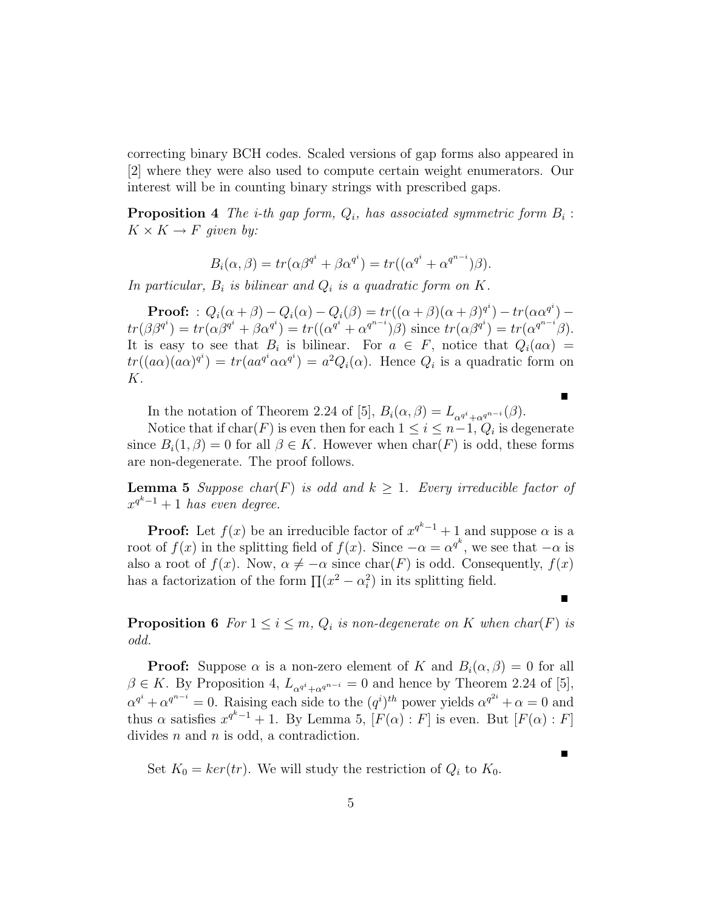correcting binary BCH codes. Scaled versions of gap forms also appeared in [2] where they were also used to compute certain weight enumerators. Our interest will be in counting binary strings with prescribed gaps.

**Proposition 4** *The i-th gap form, $Q_i$, has associated symmetric form $B_i : K \times K \to F$ given by:*

$$B_i(\alpha, \beta) = tr(\alpha\beta^{q^i} + \beta\alpha^{q^i}) = tr((\alpha^{q^i} + \alpha^{q^{n-i}})\beta).$$

*In particular, $B_i$ is bilinear and $Q_i$ is a quadratic form on $K$.*

**Proof:** : $Q_i(\alpha+\beta) - Q_i(\alpha) - Q_i(\beta) = tr((\alpha+\beta)(\alpha+\beta)^{q^i}) - tr(\alpha\alpha^{q^i}) - tr(\beta\beta^{q^i}) = tr(\alpha\beta^{q^i} + \beta\alpha^{q^i}) = tr((\alpha^{q^i} + \alpha^{q^{n-i}})\beta)$ since $tr(\alpha\beta^{q^i}) = tr(\alpha^{q^{n-i}}\beta)$. It is easy to see that $B_i$ is bilinear. For $a \in F$, notice that $Q_i(a\alpha) = tr((a\alpha)(a\alpha)^{q^i}) = tr(aa^{q^i}\alpha\alpha^{q^i}) = a^2 Q_i(\alpha)$. Hence $Q_i$ is a quadratic form on $K$.

∎

In the notation of Theorem 2.24 of [5], $B_i(\alpha, \beta) = L_{\alpha^{q^i}+\alpha^{q^{n-i}}}(\beta)$.

Notice that if char$(F)$ is even then for each $1 \leq i \leq n-1$, $Q_i$ is degenerate since $B_i(1, \beta) = 0$ for all $\beta \in K$. However when char$(F)$ is odd, these forms are non-degenerate. The proof follows.

**Lemma 5** *Suppose char$(F)$ is odd and $k \geq 1$. Every irreducible factor of $x^{q^k-1} + 1$ has even degree.*

**Proof:** Let $f(x)$ be an irreducible factor of $x^{q^k-1} + 1$ and suppose $\alpha$ is a root of $f(x)$ in the splitting field of $f(x)$. Since $-\alpha = \alpha^{q^k}$, we see that $-\alpha$ is also a root of $f(x)$. Now, $\alpha \neq -\alpha$ since char$(F)$ is odd. Consequently, $f(x)$ has a factorization of the form $\prod(x^2 - \alpha_i^2)$ in its splitting field.

∎

**Proposition 6** *For $1 \leq i \leq m$, $Q_i$ is non-degenerate on $K$ when char$(F)$ is odd.*

**Proof:** Suppose $\alpha$ is a non-zero element of $K$ and $B_i(\alpha, \beta) = 0$ for all $\beta \in K$. By Proposition 4, $L_{\alpha^{q^i}+\alpha^{q^{n-i}}} = 0$ and hence by Theorem 2.24 of [5], $\alpha^{q^i} + \alpha^{q^{n-i}} = 0$. Raising each side to the $(q^i)^{th}$ power yields $\alpha^{q^{2i}} + \alpha = 0$ and thus $\alpha$ satisfies $x^{q^k-1} + 1$. By Lemma 5, $[F(\alpha) : F]$ is even. But $[F(\alpha) : F]$ divides $n$ and $n$ is odd, a contradiction.

∎

Set $K_0 = ker(tr)$. We will study the restriction of $Q_i$ to $K_0$.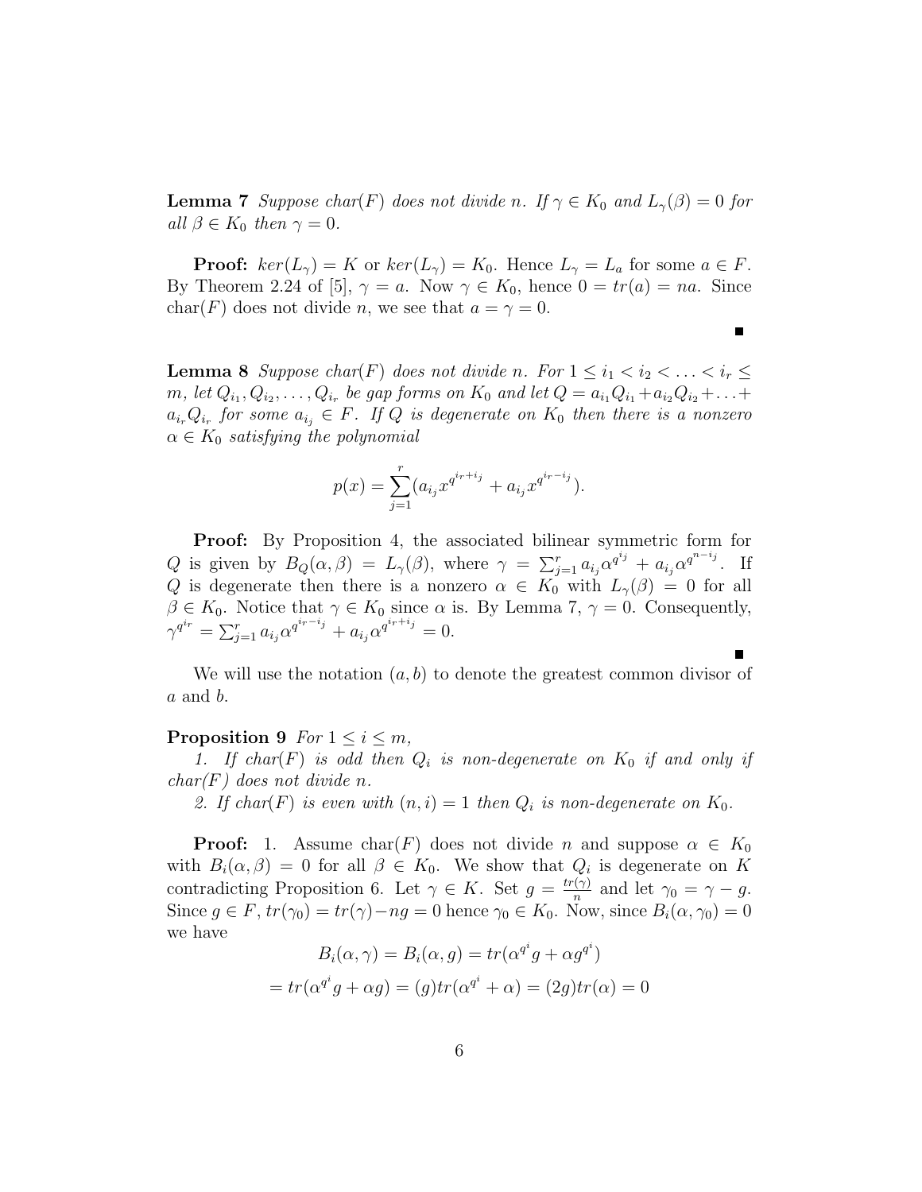**Lemma 7** *Suppose char$(F)$ does not divide $n$. If $\gamma \in K_0$ and $L_\gamma(\beta) = 0$ for all $\beta \in K_0$ then $\gamma = 0$.*

**Proof:** $ker(L_\gamma) = K$ or $ker(L_\gamma) = K_0$. Hence $L_\gamma = L_a$ for some $a \in F$. By Theorem 2.24 of [5], $\gamma = a$. Now $\gamma \in K_0$, hence $0 = tr(a) = na$. Since char$(F)$ does not divide $n$, we see that $a = \gamma = 0$.

■

**Lemma 8** *Suppose char$(F)$ does not divide $n$. For $1 \leq i_1 < i_2 < \ldots < i_r \leq m$, let $Q_{i_1}, Q_{i_2}, \ldots, Q_{i_r}$ be gap forms on $K_0$ and let $Q = a_{i_1}Q_{i_1} + a_{i_2}Q_{i_2} + \ldots + a_{i_r}Q_{i_r}$ for some $a_{i_j} \in F$. If $Q$ is degenerate on $K_0$ then there is a nonzero $\alpha \in K_0$ satisfying the polynomial*

$$p(x) = \sum_{j=1}^{r} (a_{i_j} x^{q^{i_r + i_j}} + a_{i_j} x^{q^{i_r - i_j}}).$$

**Proof:** By Proposition 4, the associated bilinear symmetric form for $Q$ is given by $B_Q(\alpha, \beta) = L_\gamma(\beta)$, where $\gamma = \sum_{j=1}^{r} a_{i_j}\alpha^{q^{i_j}} + a_{i_j}\alpha^{q^{n-i_j}}$. If $Q$ is degenerate then there is a nonzero $\alpha \in K_0$ with $L_\gamma(\beta) = 0$ for all $\beta \in K_0$. Notice that $\gamma \in K_0$ since $\alpha$ is. By Lemma 7, $\gamma = 0$. Consequently, $\gamma^{q^{i_r}} = \sum_{j=1}^{r} a_{i_j}\alpha^{q^{i_r - i_j}} + a_{i_j}\alpha^{q^{i_r + i_j}} = 0$.

■

We will use the notation $(a, b)$ to denote the greatest common divisor of $a$ and $b$.

**Proposition 9** *For $1 \leq i \leq m$,*

*1. If char$(F)$ is odd then $Q_i$ is non-degenerate on $K_0$ if and only if char$(F)$ does not divide $n$.*

*2. If char$(F)$ is even with $(n, i) = 1$ then $Q_i$ is non-degenerate on $K_0$.*

**Proof:** 1. Assume char$(F)$ does not divide $n$ and suppose $\alpha \in K_0$ with $B_i(\alpha, \beta) = 0$ for all $\beta \in K_0$. We show that $Q_i$ is degenerate on $K$ contradicting Proposition 6. Let $\gamma \in K$. Set $g = \frac{tr(\gamma)}{n}$ and let $\gamma_0 = \gamma - g$. Since $g \in F$, $tr(\gamma_0) = tr(\gamma) - ng = 0$ hence $\gamma_0 \in K_0$. Now, since $B_i(\alpha, \gamma_0) = 0$ we have

$$B_i(\alpha, \gamma) = B_i(\alpha, g) = tr(\alpha^{q^i} g + \alpha g^{q^i})$$

$$= tr(\alpha^{q^i} g + \alpha g) = (g)tr(\alpha^{q^i} + \alpha) = (2g)tr(\alpha) = 0$$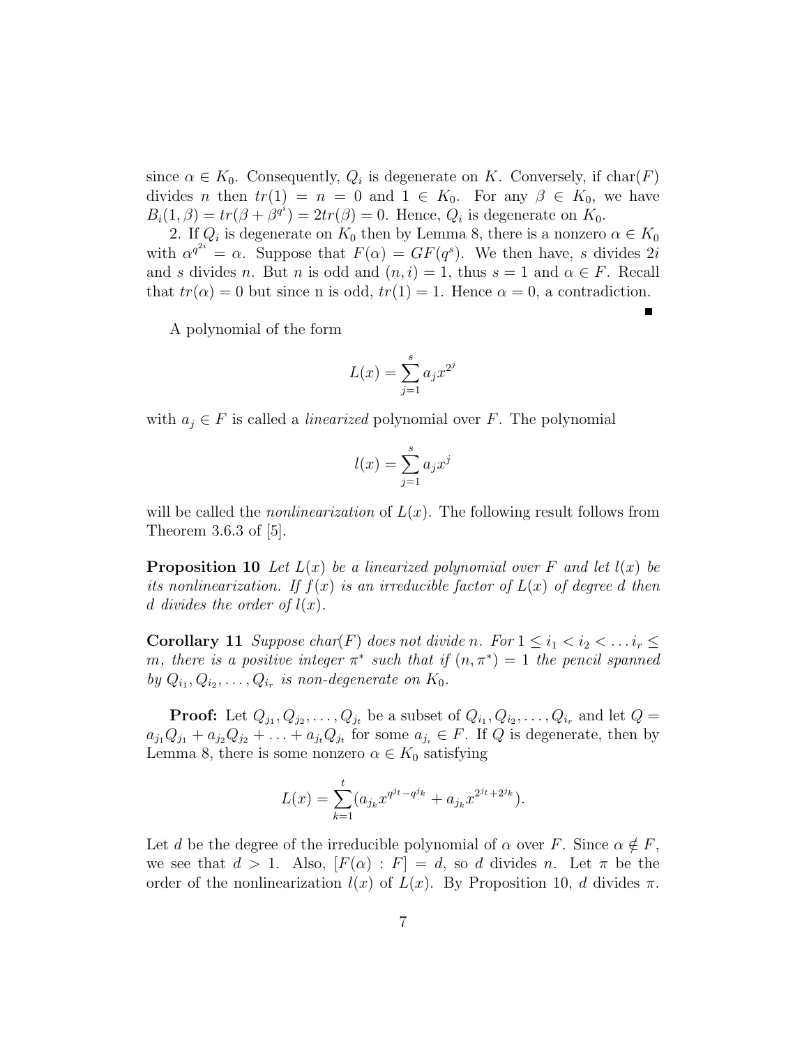since $\alpha \in K_0$. Consequently, $Q_i$ is degenerate on $K$. Conversely, if char($F$) divides $n$ then $tr(1) = n = 0$ and $1 \in K_0$. For any $\beta \in K_0$, we have $B_i(1, \beta) = tr(\beta + \beta^{q^i}) = 2tr(\beta) = 0$. Hence, $Q_i$ is degenerate on $K_0$.

2. If $Q_i$ is degenerate on $K_0$ then by Lemma 8, there is a nonzero $\alpha \in K_0$ with $\alpha^{q^{2i}} = \alpha$. Suppose that $F(\alpha) = GF(q^s)$. We then have, $s$ divides $2i$ and $s$ divides $n$. But $n$ is odd and $(n, i) = 1$, thus $s = 1$ and $\alpha \in F$. Recall that $tr(\alpha) = 0$ but since n is odd, $tr(1) = 1$. Hence $\alpha = 0$, a contradiction. ∎

A polynomial of the form

$$L(x) = \sum_{j=1}^{s} a_j x^{2^j}$$

with $a_j \in F$ is called a *linearized* polynomial over $F$. The polynomial

$$l(x) = \sum_{j=1}^{s} a_j x^j$$

will be called the *nonlinearization* of $L(x)$. The following result follows from Theorem 3.6.3 of [5].

**Proposition 10** *Let $L(x)$ be a linearized polynomial over $F$ and let $l(x)$ be its nonlinearization. If $f(x)$ is an irreducible factor of $L(x)$ of degree $d$ then $d$ divides the order of $l(x)$.*

**Corollary 11** *Suppose char($F$) does not divide $n$. For $1 \leq i_1 < i_2 < \ldots i_r \leq m$, there is a positive integer $\pi^*$ such that if $(n, \pi^*) = 1$ the pencil spanned by $Q_{i_1}, Q_{i_2}, \ldots, Q_{i_r}$ is non-degenerate on $K_0$.*

**Proof:** Let $Q_{j_1}, Q_{j_2}, \ldots, Q_{j_t}$ be a subset of $Q_{i_1}, Q_{i_2}, \ldots, Q_{i_r}$ and let $Q = a_{j_1}Q_{j_1} + a_{j_2}Q_{j_2} + \ldots + a_{j_t}Q_{j_t}$ for some $a_{j_i} \in F$. If $Q$ is degenerate, then by Lemma 8, there is some nonzero $\alpha \in K_0$ satisfying

$$L(x) = \sum_{k=1}^{t} (a_{j_k} x^{q^{j_t} - q^{j_k}} + a_{j_k} x^{2^{j_t} + 2^{j_k}}).$$

Let $d$ be the degree of the irreducible polynomial of $\alpha$ over $F$. Since $\alpha \notin F$, we see that $d > 1$. Also, $[F(\alpha) : F] = d$, so $d$ divides $n$. Let $\pi$ be the order of the nonlinearization $l(x)$ of $L(x)$. By Proposition 10, $d$ divides $\pi$.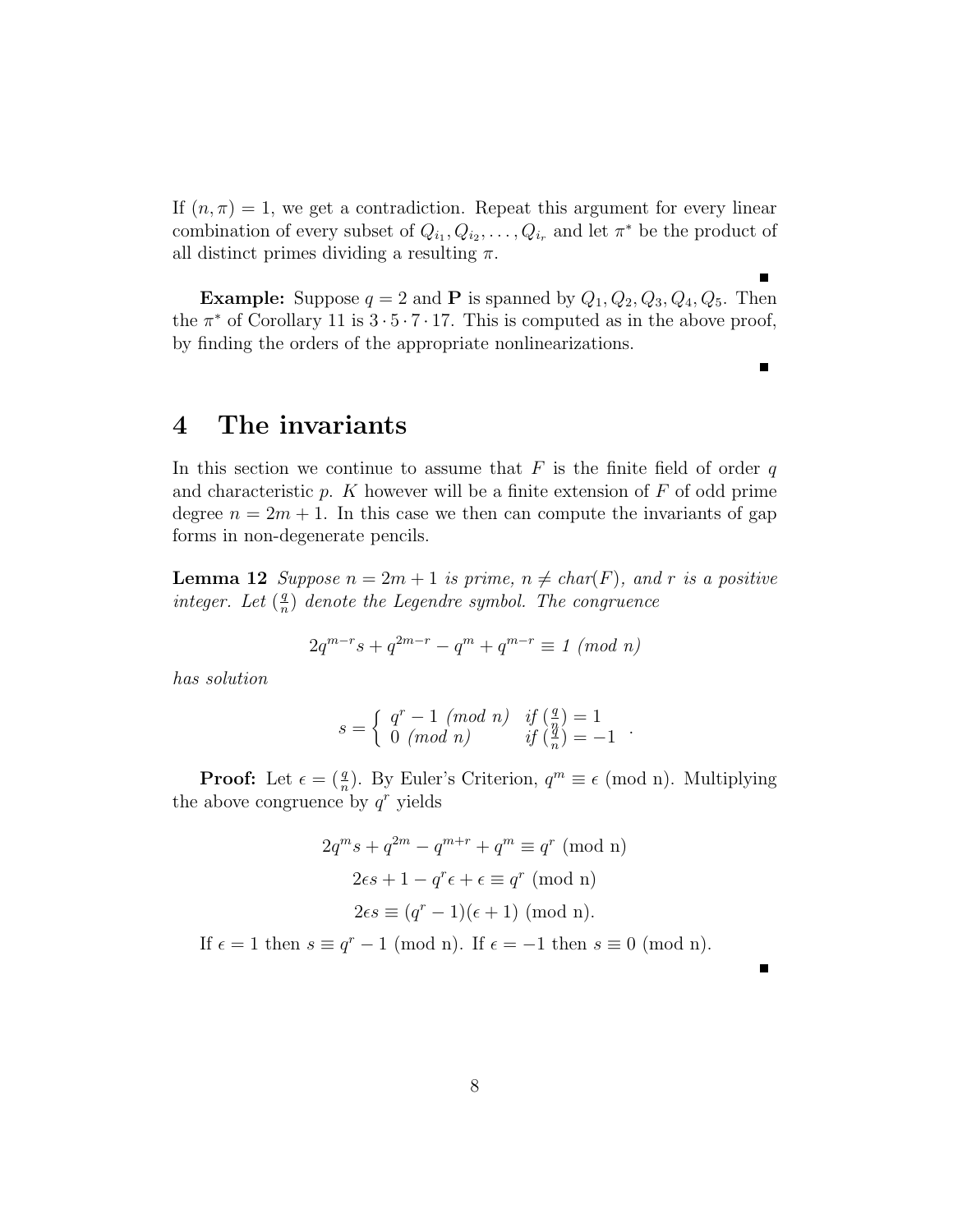If $(n, \pi) = 1$, we get a contradiction. Repeat this argument for every linear combination of every subset of $Q_{i_1}, Q_{i_2}, \ldots, Q_{i_r}$ and let $\pi^*$ be the product of all distinct primes dividing a resulting $\pi$.

∎

**Example:** Suppose $q = 2$ and $\mathbf{P}$ is spanned by $Q_1, Q_2, Q_3, Q_4, Q_5$. Then the $\pi^*$ of Corollary 11 is $3 \cdot 5 \cdot 7 \cdot 17$. This is computed as in the above proof, by finding the orders of the appropriate nonlinearizations.

∎

# 4 The invariants

In this section we continue to assume that $F$ is the finite field of order $q$ and characteristic $p$. $K$ however will be a finite extension of $F$ of odd prime degree $n = 2m + 1$. In this case we then can compute the invariants of gap forms in non-degenerate pencils.

**Lemma 12** *Suppose $n = 2m + 1$ is prime, $n \neq char(F)$, and $r$ is a positive integer. Let $(\frac{q}{n})$ denote the Legendre symbol. The congruence*

$$2q^{m-r}s + q^{2m-r} - q^m + q^{m-r} \equiv 1 \pmod{n}$$

*has solution*

$$s = \begin{cases} q^r - 1 \pmod{n} & \text{if } (\frac{q}{n}) = 1 \\ 0 \pmod{n} & \text{if } (\frac{q}{n}) = -1 \end{cases}.$$

**Proof:** Let $\epsilon = (\frac{q}{n})$. By Euler's Criterion, $q^m \equiv \epsilon$ (mod n). Multiplying the above congruence by $q^r$ yields

$$2q^m s + q^{2m} - q^{m+r} + q^m \equiv q^r \text{ (mod n)}$$

$$2\epsilon s + 1 - q^r\epsilon + \epsilon \equiv q^r \text{ (mod n)}$$

$$2\epsilon s \equiv (q^r - 1)(\epsilon + 1) \text{ (mod n)}.$$

If $\epsilon = 1$ then $s \equiv q^r - 1$ (mod n). If $\epsilon = -1$ then $s \equiv 0$ (mod n).

∎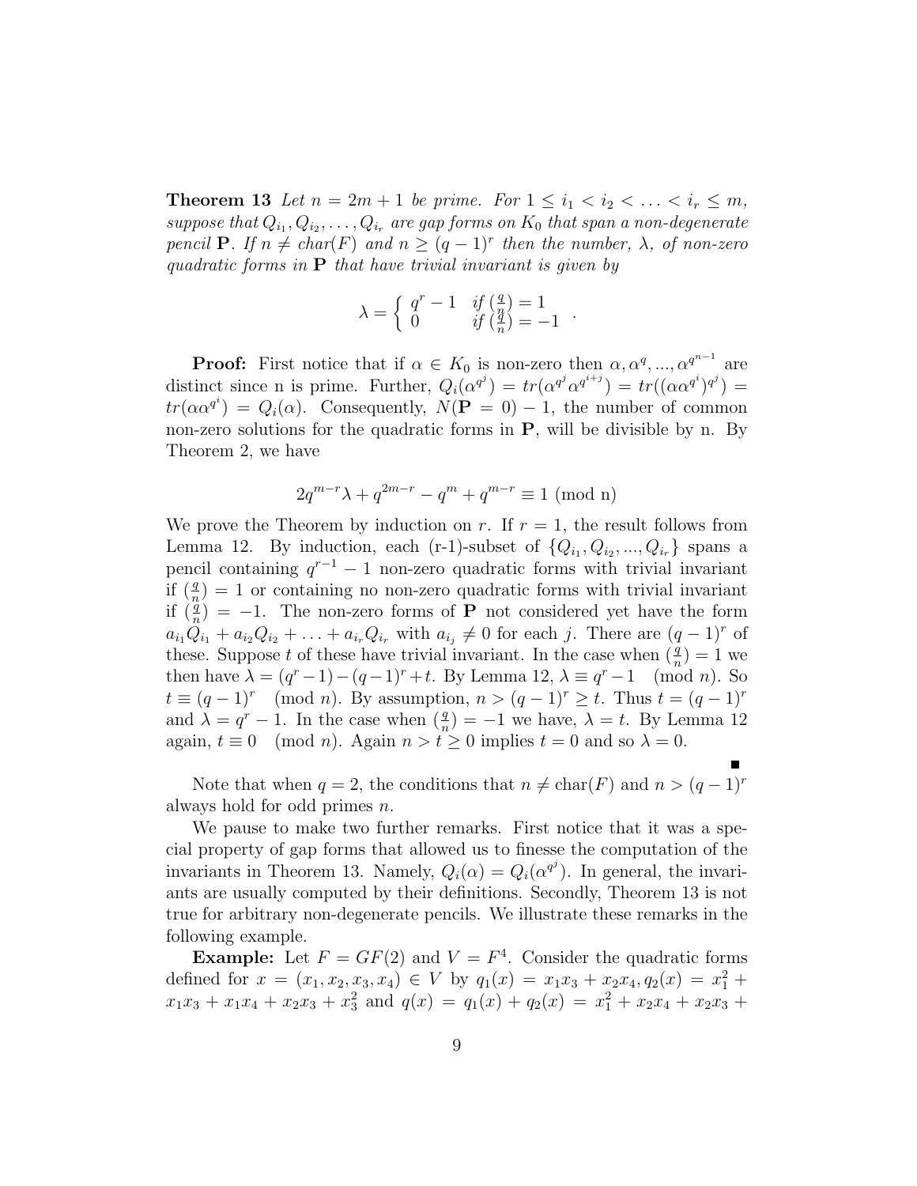**Theorem 13** *Let $n = 2m+1$ be prime. For $1 \leq i_1 < i_2 < \ldots < i_r \leq m$, suppose that $Q_{i_1}, Q_{i_2}, \ldots, Q_{i_r}$ are gap forms on $K_0$ that span a non-degenerate pencil* $\mathbf{P}$. *If $n \neq char(F)$ and $n \geq (q-1)^r$ then the number, $\lambda$, of non-zero quadratic forms in* $\mathbf{P}$ *that have trivial invariant is given by*

$$\lambda = \begin{cases} q^r - 1 & \text{if } (\frac{q}{n}) = 1 \\ 0 & \text{if } (\frac{q}{n}) = -1 \end{cases} .$$

**Proof:** First notice that if $\alpha \in K_0$ is non-zero then $\alpha, \alpha^q, ..., \alpha^{q^{n-1}}$ are distinct since n is prime. Further, $Q_i(\alpha^{q^j}) = tr(\alpha^{q^j}\alpha^{q^{i+j}}) = tr((\alpha\alpha^{q^i})^{q^j}) = tr(\alpha\alpha^{q^i}) = Q_i(\alpha)$. Consequently, $N(\mathbf{P} = 0) - 1$, the number of common non-zero solutions for the quadratic forms in $\mathbf{P}$, will be divisible by n. By Theorem 2, we have

$$2q^{m-r}\lambda + q^{2m-r} - q^m + q^{m-r} \equiv 1 \text{ (mod n)}$$

We prove the Theorem by induction on $r$. If $r = 1$, the result follows from Lemma 12. By induction, each (r-1)-subset of $\{Q_{i_1}, Q_{i_2}, ..., Q_{i_r}\}$ spans a pencil containing $q^{r-1} - 1$ non-zero quadratic forms with trivial invariant if $(\frac{q}{n}) = 1$ or containing no non-zero quadratic forms with trivial invariant if $(\frac{q}{n}) = -1$. The non-zero forms of $\mathbf{P}$ not considered yet have the form $a_{i_1}Q_{i_1} + a_{i_2}Q_{i_2} + \ldots + a_{i_r}Q_{i_r}$ with $a_{i_j} \neq 0$ for each $j$. There are $(q-1)^r$ of these. Suppose $t$ of these have trivial invariant. In the case when $(\frac{q}{n}) = 1$ we then have $\lambda = (q^r - 1) - (q-1)^r + t$. By Lemma 12, $\lambda \equiv q^r - 1 \pmod{n}$. So $t \equiv (q-1)^r \pmod{n}$. By assumption, $n > (q-1)^r \geq t$. Thus $t = (q-1)^r$ and $\lambda = q^r - 1$. In the case when $(\frac{q}{n}) = -1$ we have, $\lambda = t$. By Lemma 12 again, $t \equiv 0 \pmod{n}$. Again $n > t \geq 0$ implies $t = 0$ and so $\lambda = 0$.

∎

Note that when $q = 2$, the conditions that $n \neq \text{char}(F)$ and $n > (q-1)^r$ always hold for odd primes $n$.

We pause to make two further remarks. First notice that it was a special property of gap forms that allowed us to finesse the computation of the invariants in Theorem 13. Namely, $Q_i(\alpha) = Q_i(\alpha^{q^j})$. In general, the invariants are usually computed by their definitions. Secondly, Theorem 13 is not true for arbitrary non-degenerate pencils. We illustrate these remarks in the following example.

**Example:** Let $F = GF(2)$ and $V = F^4$. Consider the quadratic forms defined for $x = (x_1, x_2, x_3, x_4) \in V$ by $q_1(x) = x_1x_3 + x_2x_4, q_2(x) = x_1^2 + x_1x_3 + x_1x_4 + x_2x_3 + x_3^2$ and $q(x) = q_1(x) + q_2(x) = x_1^2 + x_2x_4 + x_2x_3 +$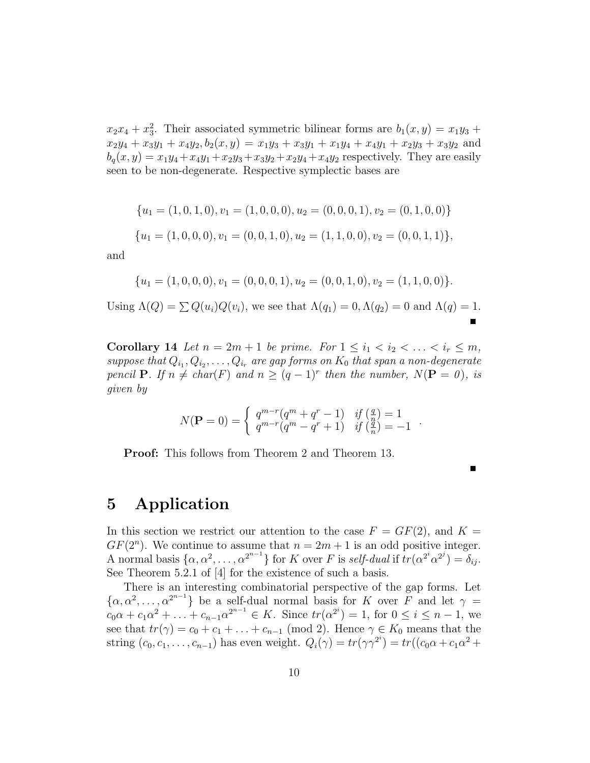$x_2x_4 + x_3^2$. Their associated symmetric bilinear forms are $b_1(x, y) = x_1y_3 + x_2y_4 + x_3y_1 + x_4y_2, b_2(x, y) = x_1y_3 + x_3y_1 + x_1y_4 + x_4y_1 + x_2y_3 + x_3y_2$ and $b_q(x, y) = x_1y_4 + x_4y_1 + x_2y_3 + x_3y_2 + x_2y_4 + x_4y_2$ respectively. They are easily seen to be non-degenerate. Respective symplectic bases are

$$\{u_1 = (1, 0, 1, 0), v_1 = (1, 0, 0, 0), u_2 = (0, 0, 0, 1), v_2 = (0, 1, 0, 0)\}$$

$$\{u_1 = (1, 0, 0, 0), v_1 = (0, 0, 1, 0), u_2 = (1, 1, 0, 0), v_2 = (0, 0, 1, 1)\},$$

and

$$\{u_1 = (1, 0, 0, 0), v_1 = (0, 0, 0, 1), u_2 = (0, 0, 1, 0), v_2 = (1, 1, 0, 0)\}.$$

Using $\Lambda(Q) = \sum Q(u_i)Q(v_i)$, we see that $\Lambda(q_1) = 0, \Lambda(q_2) = 0$ and $\Lambda(q) = 1$. ∎

**Corollary 14** *Let $n = 2m + 1$ be prime. For $1 \le i_1 < i_2 < \ldots < i_r \le m$, suppose that $Q_{i_1}, Q_{i_2}, \ldots, Q_{i_r}$ are gap forms on $K_0$ that span a non-degenerate pencil $\mathbf{P}$. If $n \neq char(F)$ and $n \geq (q-1)^r$ then the number, $N(\mathbf{P} = 0)$, is given by*

$$N(\mathbf{P} = 0) = \begin{cases} q^{m-r}(q^m + q^r - 1) & \text{if } (\frac{q}{n}) = 1 \\ q^{m-r}(q^m - q^r + 1) & \text{if } (\frac{q}{n}) = -1 \end{cases}.$$

**Proof:** This follows from Theorem 2 and Theorem 13. ∎

# 5 Application

In this section we restrict our attention to the case $F = GF(2)$, and $K = GF(2^n)$. We continue to assume that $n = 2m + 1$ is an odd positive integer. A normal basis $\{\alpha, \alpha^2, \ldots, \alpha^{2^{n-1}}\}$ for $K$ over $F$ is *self-dual* if $tr(\alpha^{2^i}\alpha^{2^j}) = \delta_{ij}$. See Theorem 5.2.1 of [4] for the existence of such a basis.

There is an interesting combinatorial perspective of the gap forms. Let $\{\alpha, \alpha^2, \ldots, \alpha^{2^{n-1}}\}$ be a self-dual normal basis for $K$ over $F$ and let $\gamma = c_0\alpha + c_1\alpha^2 + \ldots + c_{n-1}\alpha^{2^{n-1}} \in K$. Since $tr(\alpha^{2^i}) = 1$, for $0 \le i \le n-1$, we see that $tr(\gamma) = c_0 + c_1 + \ldots + c_{n-1} \pmod 2$. Hence $\gamma \in K_0$ means that the string $(c_0, c_1, \ldots, c_{n-1})$ has even weight. $Q_i(\gamma) = tr(\gamma\gamma^{2^i}) = tr((c_0\alpha + c_1\alpha^2 +$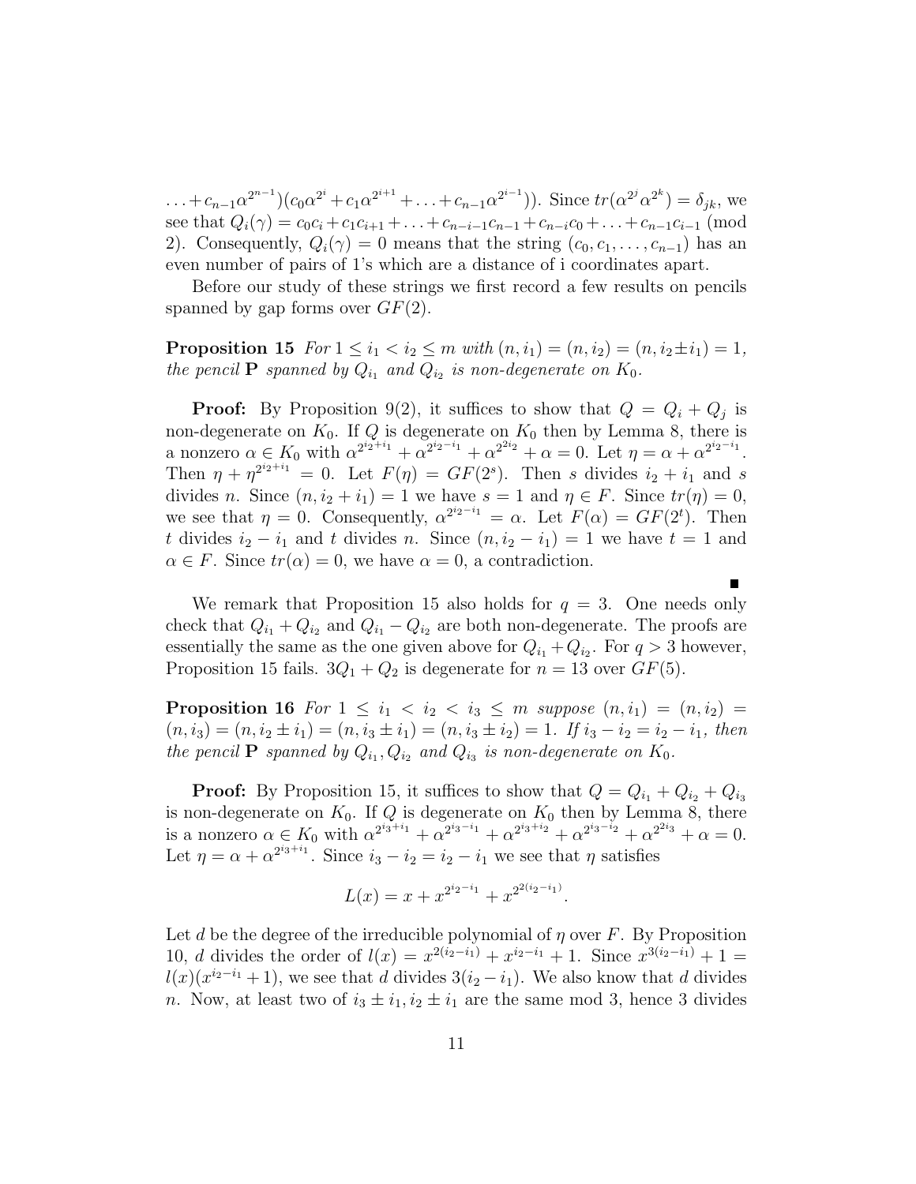$\ldots + c_{n-1}\alpha^{2^{n-1}})(c_0\alpha^{2^i} + c_1\alpha^{2^{i+1}} + \ldots + c_{n-1}\alpha^{2^{i-1}}))$. Since $tr(\alpha^{2^j}\alpha^{2^k}) = \delta_{jk}$, we see that $Q_i(\gamma) = c_0c_i + c_1c_{i+1} + \ldots + c_{n-i-1}c_{n-1} + c_{n-i}c_0 + \ldots + c_{n-1}c_{i-1}$ (mod 2). Consequently, $Q_i(\gamma) = 0$ means that the string $(c_0, c_1, \ldots, c_{n-1})$ has an even number of pairs of 1's which are a distance of i coordinates apart.

Before our study of these strings we first record a few results on pencils spanned by gap forms over $GF(2)$.

**Proposition 15** *For $1 \le i_1 < i_2 \le m$ with $(n, i_1) = (n, i_2) = (n, i_2 \pm i_1) = 1$, the pencil $\mathbf{P}$ spanned by $Q_{i_1}$ and $Q_{i_2}$ is non-degenerate on $K_0$.*

**Proof:** By Proposition 9(2), it suffices to show that $Q = Q_i + Q_j$ is non-degenerate on $K_0$. If $Q$ is degenerate on $K_0$ then by Lemma 8, there is a nonzero $\alpha \in K_0$ with $\alpha^{2^{i_2+i_1}} + \alpha^{2^{i_2-i_1}} + \alpha^{2^{2i_2}} + \alpha = 0$. Let $\eta = \alpha + \alpha^{2^{i_2-i_1}}$. Then $\eta + \eta^{2^{i_2+i_1}} = 0$. Let $F(\eta) = GF(2^s)$. Then $s$ divides $i_2 + i_1$ and $s$ divides $n$. Since $(n, i_2 + i_1) = 1$ we have $s = 1$ and $\eta \in F$. Since $tr(\eta) = 0$, we see that $\eta = 0$. Consequently, $\alpha^{2^{i_2-i_1}} = \alpha$. Let $F(\alpha) = GF(2^t)$. Then $t$ divides $i_2 - i_1$ and $t$ divides $n$. Since $(n, i_2 - i_1) = 1$ we have $t = 1$ and $\alpha \in F$. Since $tr(\alpha) = 0$, we have $\alpha = 0$, a contradiction.

■

We remark that Proposition 15 also holds for $q = 3$. One needs only check that $Q_{i_1} + Q_{i_2}$ and $Q_{i_1} - Q_{i_2}$ are both non-degenerate. The proofs are essentially the same as the one given above for $Q_{i_1} + Q_{i_2}$. For $q > 3$ however, Proposition 15 fails. $3Q_1 + Q_2$ is degenerate for $n = 13$ over $GF(5)$.

**Proposition 16** *For $1 \le i_1 < i_2 < i_3 \le m$ suppose $(n, i_1) = (n, i_2) = (n, i_3) = (n, i_2 \pm i_1) = (n, i_3 \pm i_1) = (n, i_3 \pm i_2) = 1$. If $i_3 - i_2 = i_2 - i_1$, then the pencil $\mathbf{P}$ spanned by $Q_{i_1}, Q_{i_2}$ and $Q_{i_3}$ is non-degenerate on $K_0$.*

**Proof:** By Proposition 15, it suffices to show that $Q = Q_{i_1} + Q_{i_2} + Q_{i_3}$ is non-degenerate on $K_0$. If $Q$ is degenerate on $K_0$ then by Lemma 8, there is a nonzero $\alpha \in K_0$ with $\alpha^{2^{i_3+i_1}} + \alpha^{2^{i_3-i_1}} + \alpha^{2^{i_3+i_2}} + \alpha^{2^{i_3-i_2}} + \alpha^{2^{2i_3}} + \alpha = 0$. Let $\eta = \alpha + \alpha^{2^{i_3+i_1}}$. Since $i_3 - i_2 = i_2 - i_1$ we see that $\eta$ satisfies

$$L(x) = x + x^{2^{i_2-i_1}} + x^{2^{2(i_2-i_1)}}.$$

Let $d$ be the degree of the irreducible polynomial of $\eta$ over $F$. By Proposition 10, $d$ divides the order of $l(x) = x^{2(i_2-i_1)} + x^{i_2-i_1} + 1$. Since $x^{3(i_2-i_1)} + 1 = l(x)(x^{i_2-i_1} + 1)$, we see that $d$ divides $3(i_2 - i_1)$. We also know that $d$ divides $n$. Now, at least two of $i_3 \pm i_1, i_2 \pm i_1$ are the same mod 3, hence 3 divides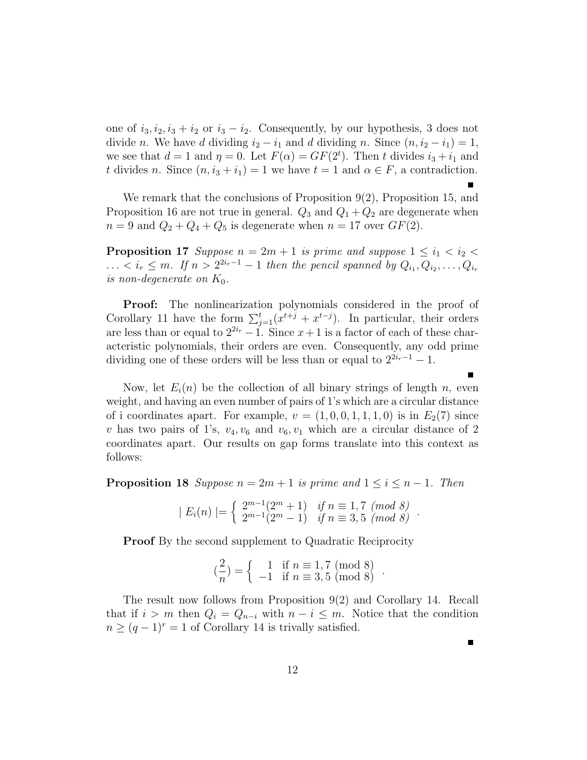one of $i_3, i_2, i_3 + i_2$ or $i_3 - i_2$. Consequently, by our hypothesis, 3 does not divide $n$. We have $d$ dividing $i_2 - i_1$ and $d$ dividing $n$. Since $(n, i_2 - i_1) = 1$, we see that $d = 1$ and $\eta = 0$. Let $F(\alpha) = GF(2^t)$. Then $t$ divides $i_3 + i_1$ and $t$ divides $n$. Since $(n, i_3 + i_1) = 1$ we have $t = 1$ and $\alpha \in F$, a contradiction.

∎

We remark that the conclusions of Proposition 9(2), Proposition 15, and Proposition 16 are not true in general. $Q_3$ and $Q_1 + Q_2$ are degenerate when $n = 9$ and $Q_2 + Q_4 + Q_5$ is degenerate when $n = 17$ over $GF(2)$.

**Proposition 17** *Suppose $n = 2m + 1$ is prime and suppose $1 \leq i_1 < i_2 < \ldots < i_r \leq m$. If $n > 2^{2i_r - 1} - 1$ then the pencil spanned by $Q_{i_1}, Q_{i_2}, \ldots, Q_{i_r}$ is non-degenerate on $K_0$.*

**Proof:** The nonlinearization polynomials considered in the proof of Corollary 11 have the form $\sum_{j=1}^{t}(x^{t+j} + x^{t-j})$. In particular, their orders are less than or equal to $2^{2i_r} - 1$. Since $x + 1$ is a factor of each of these characteristic polynomials, their orders are even. Consequently, any odd prime dividing one of these orders will be less than or equal to $2^{2i_r - 1} - 1$.

∎

Now, let $E_i(n)$ be the collection of all binary strings of length $n$, even weight, and having an even number of pairs of 1's which are a circular distance of i coordinates apart. For example, $v = (1, 0, 0, 1, 1, 1, 0)$ is in $E_2(7)$ since $v$ has two pairs of 1's, $v_4, v_6$ and $v_6, v_1$ which are a circular distance of 2 coordinates apart. Our results on gap forms translate into this context as follows:

**Proposition 18** *Suppose $n = 2m + 1$ is prime and $1 \leq i \leq n - 1$. Then*

$$| E_i(n) | = \begin{cases} 2^{m-1}(2^m + 1) & \text{if } n \equiv 1, 7 \text{ (mod 8)} \\ 2^{m-1}(2^m - 1) & \text{if } n \equiv 3, 5 \text{ (mod 8)} \end{cases} .$$

**Proof** By the second supplement to Quadratic Reciprocity

$$(\frac{2}{n}) = \begin{cases} 1 & \text{if } n \equiv 1, 7 \text{ (mod 8)} \\ -1 & \text{if } n \equiv 3, 5 \text{ (mod 8)} \end{cases} .$$

The result now follows from Proposition 9(2) and Corollary 14. Recall that if $i > m$ then $Q_i = Q_{n-i}$ with $n - i \leq m$. Notice that the condition $n \geq (q - 1)^r = 1$ of Corollary 14 is trivally satisfied.

∎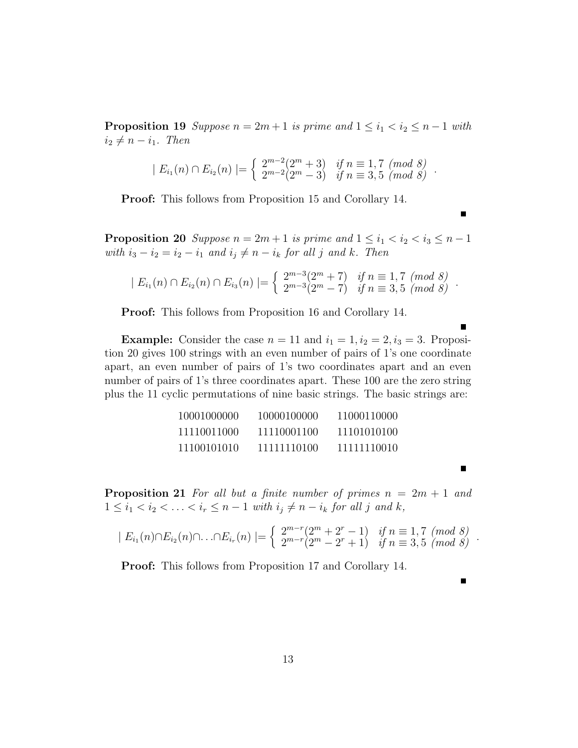**Proposition 19** *Suppose $n = 2m+1$ is prime and $1 \le i_1 < i_2 \le n-1$ with $i_2 \neq n - i_1$. Then*

$$| E_{i_1}(n) \cap E_{i_2}(n) |= \begin{cases} 2^{m-2}(2^m + 3) & \text{if } n \equiv 1, 7 \text{ (mod 8)} \\ 2^{m-2}(2^m - 3) & \text{if } n \equiv 3, 5 \text{ (mod 8)} \end{cases} .$$

**Proof:** This follows from Proposition 15 and Corollary 14.

■

**Proposition 20** *Suppose $n = 2m+1$ is prime and $1 \le i_1 < i_2 < i_3 \le n-1$ with $i_3 - i_2 = i_2 - i_1$ and $i_j \neq n - i_k$ for all $j$ and $k$. Then*

$$| E_{i_1}(n) \cap E_{i_2}(n) \cap E_{i_3}(n) |= \begin{cases} 2^{m-3}(2^m + 7) & \text{if } n \equiv 1, 7 \text{ (mod 8)} \\ 2^{m-3}(2^m - 7) & \text{if } n \equiv 3, 5 \text{ (mod 8)} \end{cases} .$$

**Proof:** This follows from Proposition 16 and Corollary 14.

■

**Example:** Consider the case $n = 11$ and $i_1 = 1, i_2 = 2, i_3 = 3$. Proposition 20 gives 100 strings with an even number of pairs of 1's one coordinate apart, an even number of pairs of 1's two coordinates apart and an even number of pairs of 1's three coordinates apart. These 100 are the zero string plus the 11 cyclic permutations of nine basic strings. The basic strings are:

```
10001000000    10000100000    11000110000
11110011000    11110001100    11101010100
11100101010    11111110100    11111110010
```

■

**Proposition 21** *For all but a finite number of primes $n = 2m+1$ and $1 \le i_1 < i_2 < \ldots < i_r \le n-1$ with $i_j \neq n - i_k$ for all $j$ and $k$,*

$$| E_{i_1}(n) \cap E_{i_2}(n) \cap \ldots \cap E_{i_r}(n) |= \begin{cases} 2^{m-r}(2^m + 2^r - 1) & \text{if } n \equiv 1, 7 \text{ (mod 8)} \\ 2^{m-r}(2^m - 2^r + 1) & \text{if } n \equiv 3, 5 \text{ (mod 8)} \end{cases} .$$

**Proof:** This follows from Proposition 17 and Corollary 14.

■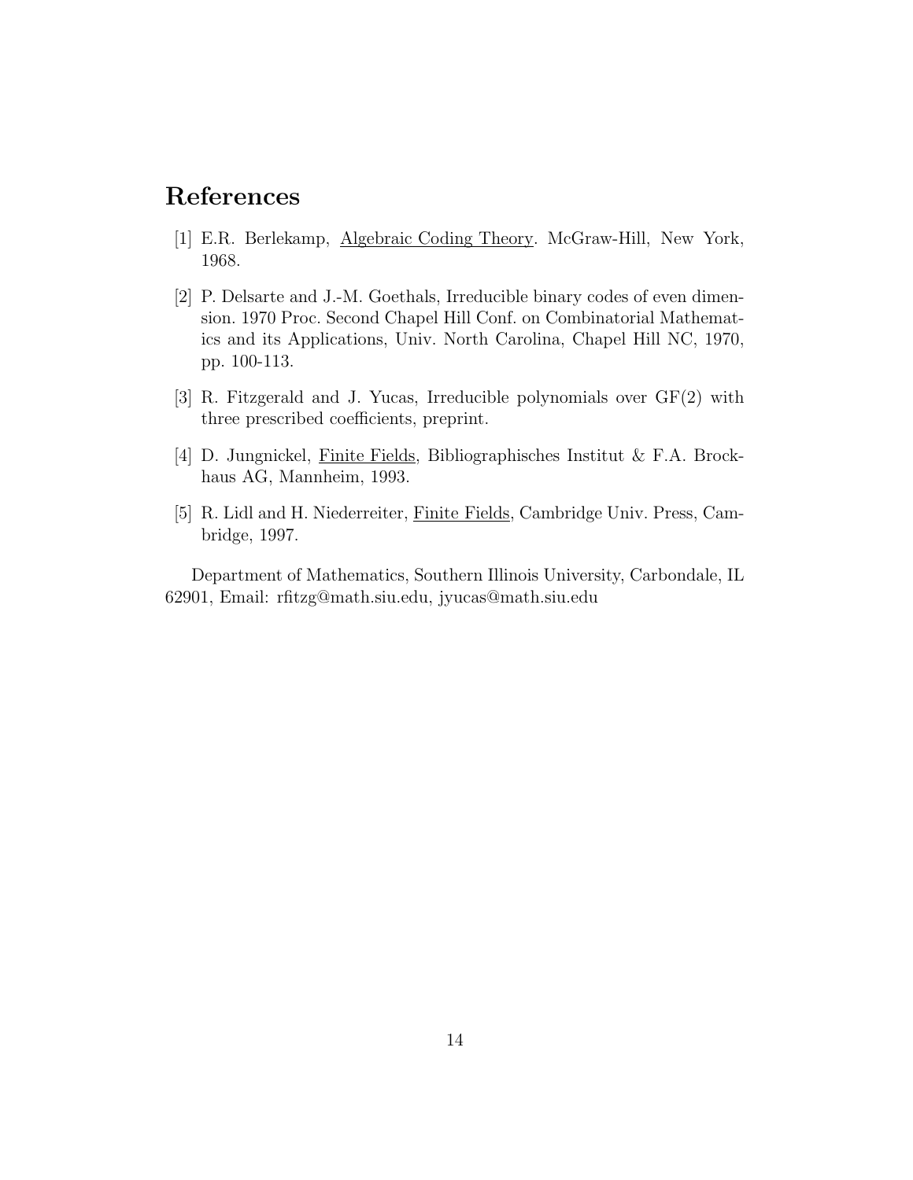## References

[1] E.R. Berlekamp, Algebraic Coding Theory. McGraw-Hill, New York, 1968.

[2] P. Delsarte and J.-M. Goethals, Irreducible binary codes of even dimension. 1970 Proc. Second Chapel Hill Conf. on Combinatorial Mathematics and its Applications, Univ. North Carolina, Chapel Hill NC, 1970, pp. 100-113.

[3] R. Fitzgerald and J. Yucas, Irreducible polynomials over GF(2) with three prescribed coefficients, preprint.

[4] D. Jungnickel, Finite Fields, Bibliographisches Institut & F.A. Brockhaus AG, Mannheim, 1993.

[5] R. Lidl and H. Niederreiter, Finite Fields, Cambridge Univ. Press, Cambridge, 1997.

Department of Mathematics, Southern Illinois University, Carbondale, IL 62901, Email: rfitzg@math.siu.edu, jyucas@math.siu.edu